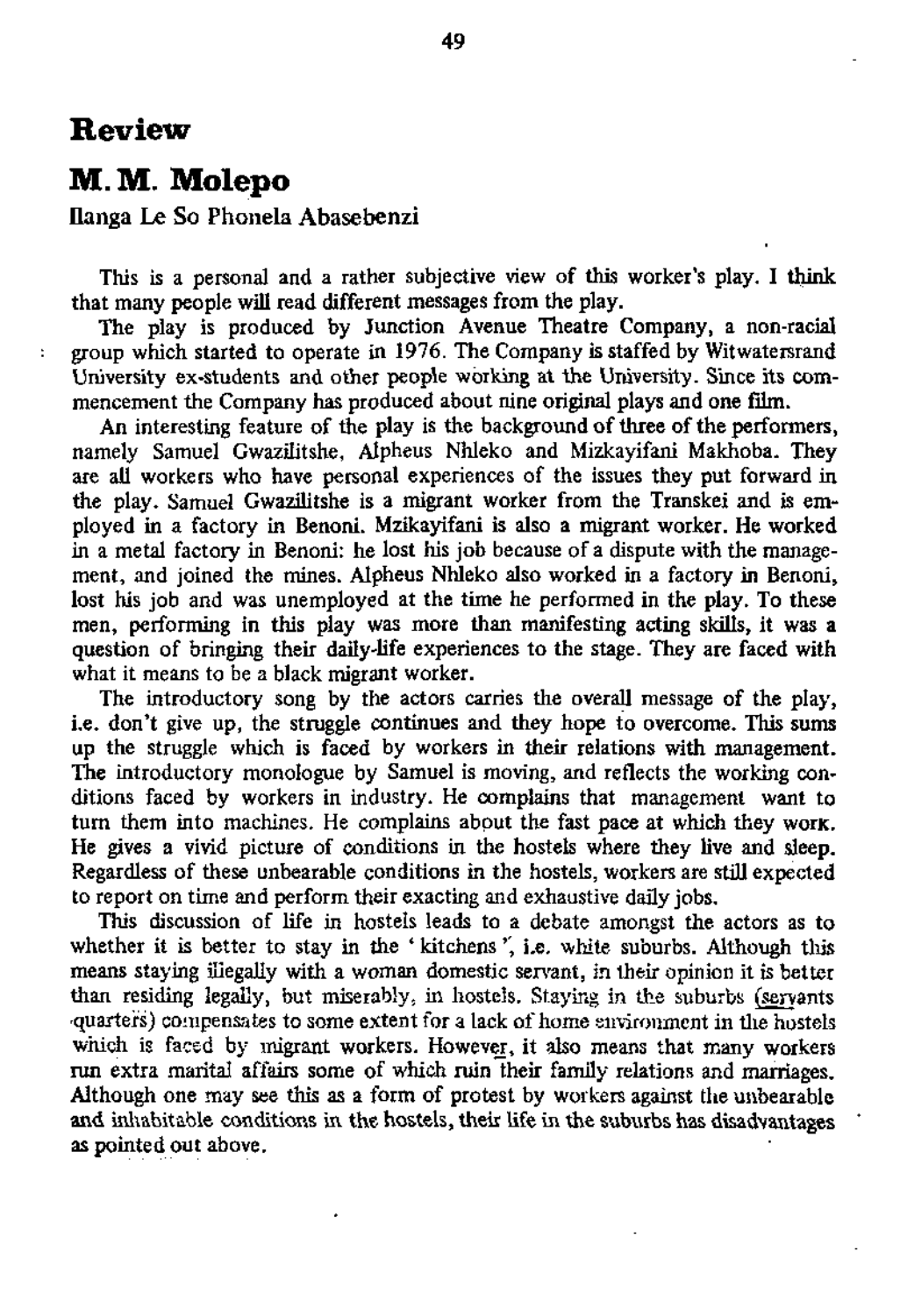# Review

# M. M. Molepo

Ilanga Le So Phonela Abasebenzi

This is a personal and a rather subjective view of this worker's play. I think that many people will read different messages from the play.

The play is produced by Junction Avenue Theatre Company, a non-racial group which started to operate in 1976. The Company is staffed by Witwatersrand University ex-students and other people working at the University. Since its commencement the Company has produced about nine original plays and one film.

An interesting feature of the play is the background of three of the performers, namely Samuel Gwazilitshe, Alpheus Nhleko and Mizkayifani Makhoba. They are all workers who have personal experiences of the issues they put forward in the play. Samuel Gwazilitshe is a migrant worker from the Transkei and is employed in a factory in Benoni. Mzikayifani is also a migrant worker. He worked in a metal factory in Benoni: he lost his job because of a dispute with the management, and joined the mines. Alpheus Nhleko also worked in a factory in Benoni, lost his job and was unemployed at the time he performed in the play. To these men, performing in this play was more than manifesting acting skills, it was a question of bringing their daily-life experiences to the stage. They are faced with what it means to be a black migrant worker.

The introductory song by the actors carries the overall message of the play, i.e. don't give up, the struggle continues and they hope to overcome. This sums up the struggle which is faced by workers in their relations with management. The introductory monologue by Samuel is moving, and reflects the working conditions faced by workers in industry. He complains that management want to turn them into machines. He complains about the fast pace at which they work. He gives a vivid picture of conditions in the hostels where they live and sleep. Regardless of these unbearable conditions in the hostels, workers are still expected to report on time and perform their exacting and exhaustive daily jobs.

This discussion of life in hostels leads to a debate amongst the actors as to whether it is better to stay in the 'kitchens', i.e. white suburbs. Although this means staying illegally with a woman domestic servant, in their opinion it is better than residing legally, but miserably, in hostels. Staying in the suburbs (servants quarters) compensates to some extent for a lack of home environment in the hostels which is faced by migrant workers. However, it also means that many workers run extra marital affairs some of which ruin their family relations and marriages. Although one may see this as a form of protest by workers against the unbearable and inhabitable conditions in the hostels, their life in the suburbs has disadvantages as pointed out above.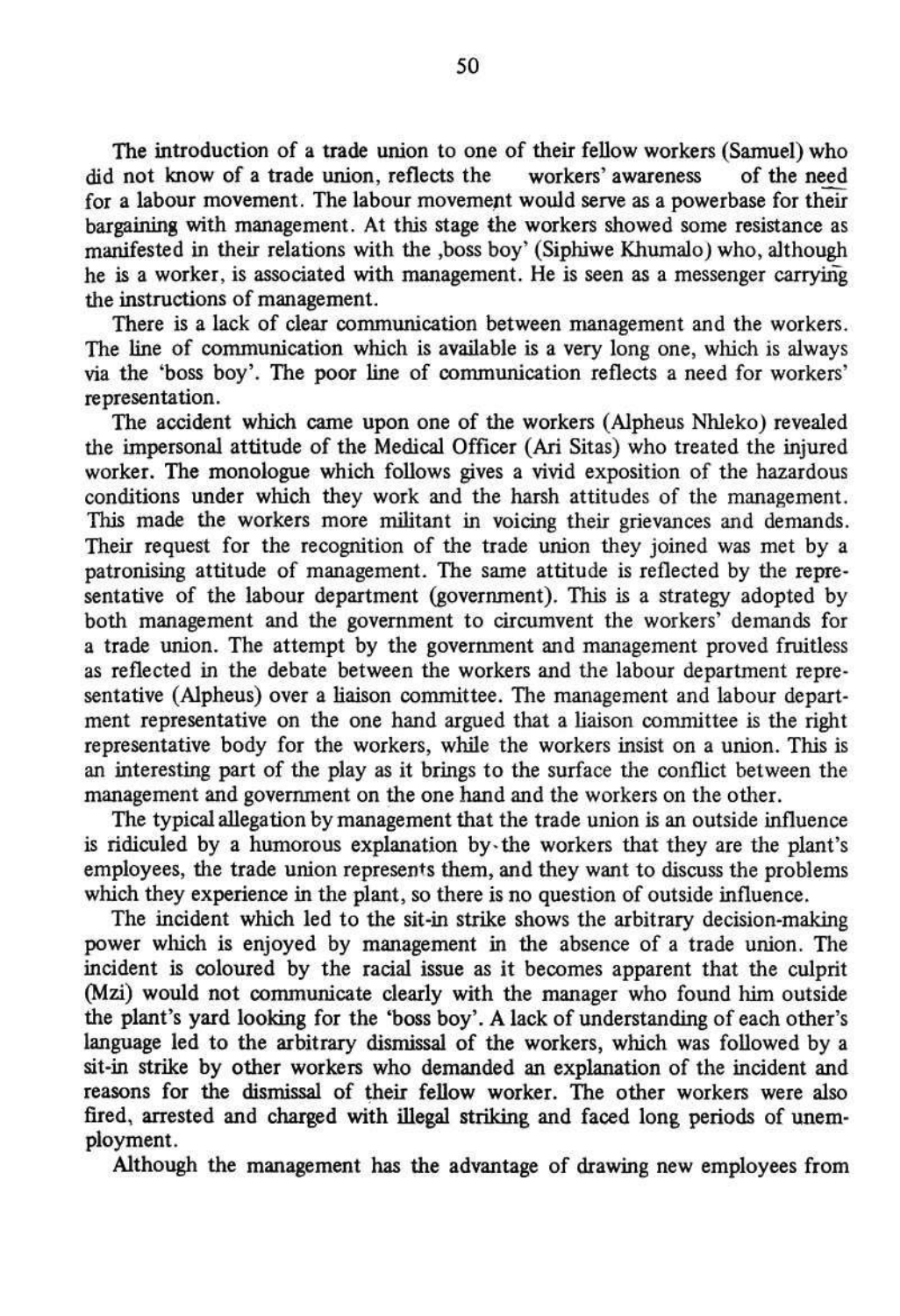The introduction of a trade union to one of their fellow workers (Samuel) who did not know of a trade union, reflects the workers' awareness of the need for a labour movement. The labour movement would serve as a powerbase for their bargaining with management. At this stage the workers showed some resistance as manifested in their relations with the ‚boss boy' (Siphiwe Khumalo) who, although he is a worker, is associated with management. He is seen as a messenger carrying the instructions of management.

There is a lack of clear communication between management and the workers. The line of communication which is available is a very long one, which is always via the 'boss boy'. The poor line of communication reflects a need for workers' representation.

The accident which came upon one of the workers (Alpheus Nhleko) revealed the impersonal attitude of the Medical Officer (Ari Sitas) who treated the injured worker. The monologue which follows gives a vivid exposition of the hazardous conditions under which they work and the harsh attitudes of the management. This made the workers more militant in voicing their grievances and demands. Their request for the recognition of the trade union they joined was met by a patronising attitude of management. The same attitude is reflected by the representative of the labour department (government). This is a strategy adopted by both management and the government to circumvent the workers' demands for a trade union. The attempt by the government and management proved fruitless as reflected in the debate between the workers and the labour department representative (Alpheus) over a liaison committee. The management and labour department representative on the one hand argued that a liaison committee is the right representative body for the workers, while the workers insist on a union. This is an interesting part of the play as it brings to the surface the conflict between the management and government on the one hand and the workers on the other.

The typical allegation by management that the trade union is an outside influence is ridiculed by a humorous explanation by the workers that they are the plant's employees, the trade union represents them, and they want to discuss the problems which they experience in the plant, so there is no question of outside influence.

The incident which led to the sit-in strike shows the arbitrary decision-making power which is enjoyed by management in the absence of a trade union. The incident is coloured by the racial issue as it becomes apparent that the culprit (Mzi) would not communicate clearly with the manager who found him outside the plant's yard looking for the 'boss boy'. A lack of understanding of each other's language led to the arbitrary dismissal of the workers, which was followed by a sit-in strike by other workers who demanded an explanation of the incident and reasons for the dismissal of their fellow worker. The other workers were also fired, arrested and charged with illegal striking and faced long periods of unemployment.

Although the management has the advantage of drawing new employees from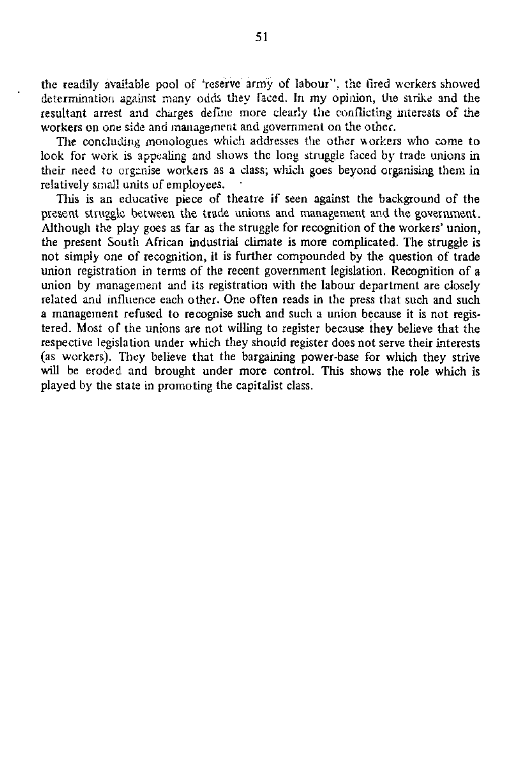the readily available pool of 'reserve army of labour". the fired workers showed determination against many odds they faced. In my opinion, the strike and the resultant arrest and charges define more clearly the conflicting interests of the workers on one side and management and government on the other.

The concluding monologues which addresses the other workers who come to look for work is appealing and shows the long struggle faced by trade unions in their need to organise workers as a class; which goes beyond organising them in relatively small units of employees.

This is an educative piece of theatre if seen against the background of the present struggle between the trade unions and management and the government. Although the play goes as far as the struggle for recognition of the workers' union, the present South African industrial climate is more complicated. The struggle is not simply one of recognition, it is further compounded by the question of trade union registration in terms of the recent government legislation. Recognition of a union by management and its registration with the labour department are closely related and influence each other. One often reads in the press that such and such a management refused to recognise such and such a union because it is not registered. Most of the unions are not willing to register because they believe that the respective legislation under which they should register does not serve their interests (as workers). They believe that the bargaining power-base for which they strive will be eroded and brought under more control. This shows the role which is played by the state in promoting the capitalist class.